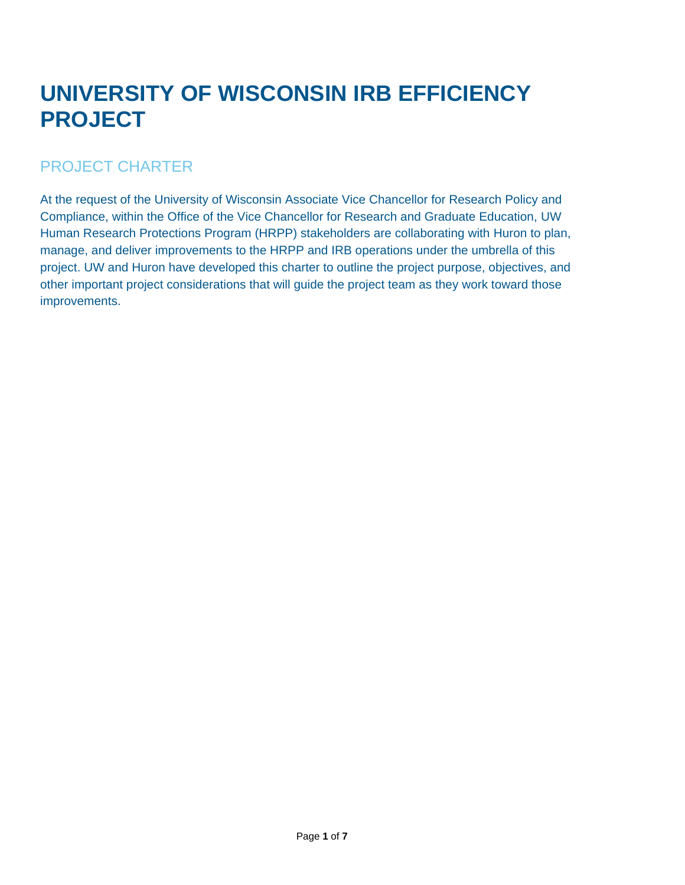# UNIVERSITY OF WISCONSIN IRB EFFICIENCY PROJECT

## PROJECT CHARTER

At the request of the University of Wisconsin Associate Vice Chancellor for Research Policy and Compliance, within the Office of the Vice Chancellor for Research and Graduate Education, UW Human Research Protections Program (HRPP) stakeholders are collaborating with Huron to plan, manage, and deliver improvements to the HRPP and IRB operations under the umbrella of this project. UW and Huron have developed this charter to outline the project purpose, objectives, and other important project considerations that will guide the project team as they work toward those improvements.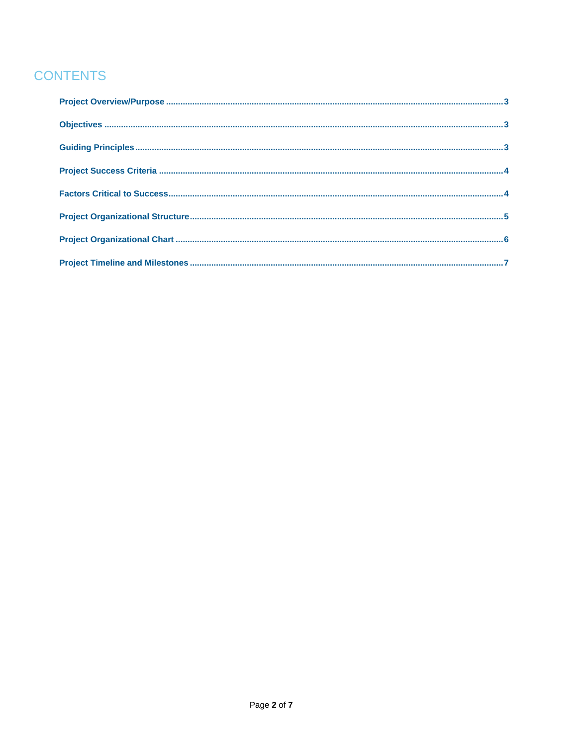# CONTENTS

**Project Overview/Purpose** .......... 3

**Objectives** .......... 3

**Guiding Principles** .......... 3

**Project Success Criteria** .......... 4

**Factors Critical to Success** .......... 4

**Project Organizational Structure** .......... 5

**Project Organizational Chart** .......... 6

**Project Timeline and Milestones** .......... 7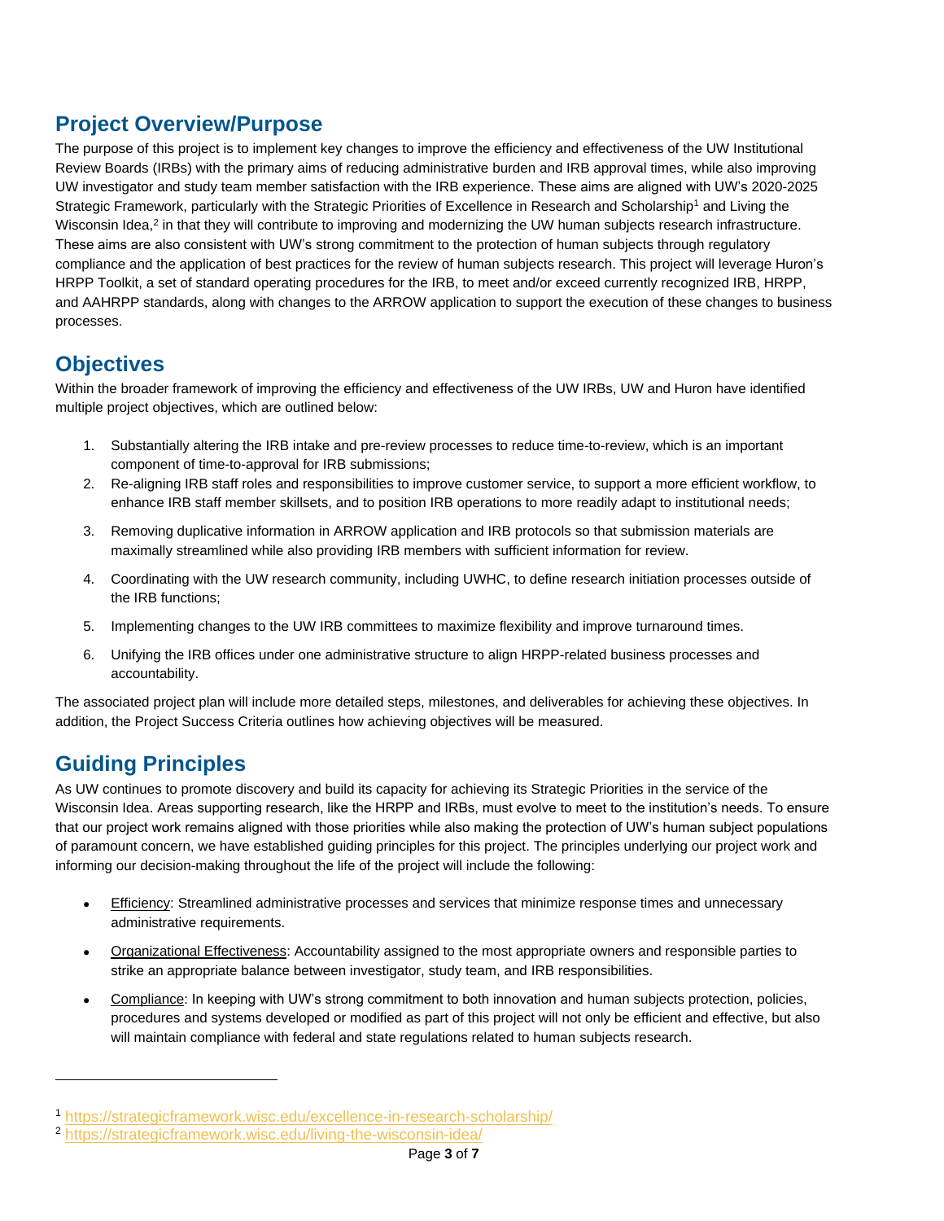## Project Overview/Purpose

The purpose of this project is to implement key changes to improve the efficiency and effectiveness of the UW Institutional Review Boards (IRBs) with the primary aims of reducing administrative burden and IRB approval times, while also improving UW investigator and study team member satisfaction with the IRB experience. These aims are aligned with UW's 2020-2025 Strategic Framework, particularly with the Strategic Priorities of Excellence in Research and Scholarship[1] and Living the Wisconsin Idea,[2] in that they will contribute to improving and modernizing the UW human subjects research infrastructure. These aims are also consistent with UW's strong commitment to the protection of human subjects through regulatory compliance and the application of best practices for the review of human subjects research. This project will leverage Huron's HRPP Toolkit, a set of standard operating procedures for the IRB, to meet and/or exceed currently recognized IRB, HRPP, and AAHRPP standards, along with changes to the ARROW application to support the execution of these changes to business processes.

## Objectives

Within the broader framework of improving the efficiency and effectiveness of the UW IRBs, UW and Huron have identified multiple project objectives, which are outlined below:

1. Substantially altering the IRB intake and pre-review processes to reduce time-to-review, which is an important component of time-to-approval for IRB submissions;
2. Re-aligning IRB staff roles and responsibilities to improve customer service, to support a more efficient workflow, to enhance IRB staff member skillsets, and to position IRB operations to more readily adapt to institutional needs;
3. Removing duplicative information in ARROW application and IRB protocols so that submission materials are maximally streamlined while also providing IRB members with sufficient information for review.
4. Coordinating with the UW research community, including UWHC, to define research initiation processes outside of the IRB functions;
5. Implementing changes to the UW IRB committees to maximize flexibility and improve turnaround times.
6. Unifying the IRB offices under one administrative structure to align HRPP-related business processes and accountability.

The associated project plan will include more detailed steps, milestones, and deliverables for achieving these objectives. In addition, the Project Success Criteria outlines how achieving objectives will be measured.

## Guiding Principles

As UW continues to promote discovery and build its capacity for achieving its Strategic Priorities in the service of the Wisconsin Idea. Areas supporting research, like the HRPP and IRBs, must evolve to meet to the institution's needs. To ensure that our project work remains aligned with those priorities while also making the protection of UW's human subject populations of paramount concern, we have established guiding principles for this project. The principles underlying our project work and informing our decision-making throughout the life of the project will include the following:

- Efficiency: Streamlined administrative processes and services that minimize response times and unnecessary administrative requirements.
- Organizational Effectiveness: Accountability assigned to the most appropriate owners and responsible parties to strike an appropriate balance between investigator, study team, and IRB responsibilities.
- Compliance: In keeping with UW's strong commitment to both innovation and human subjects protection, policies, procedures and systems developed or modified as part of this project will not only be efficient and effective, but also will maintain compliance with federal and state regulations related to human subjects research.

---

[1] https://strategicframework.wisc.edu/excellence-in-research-scholarship/

[2] https://strategicframework.wisc.edu/living-the-wisconsin-idea/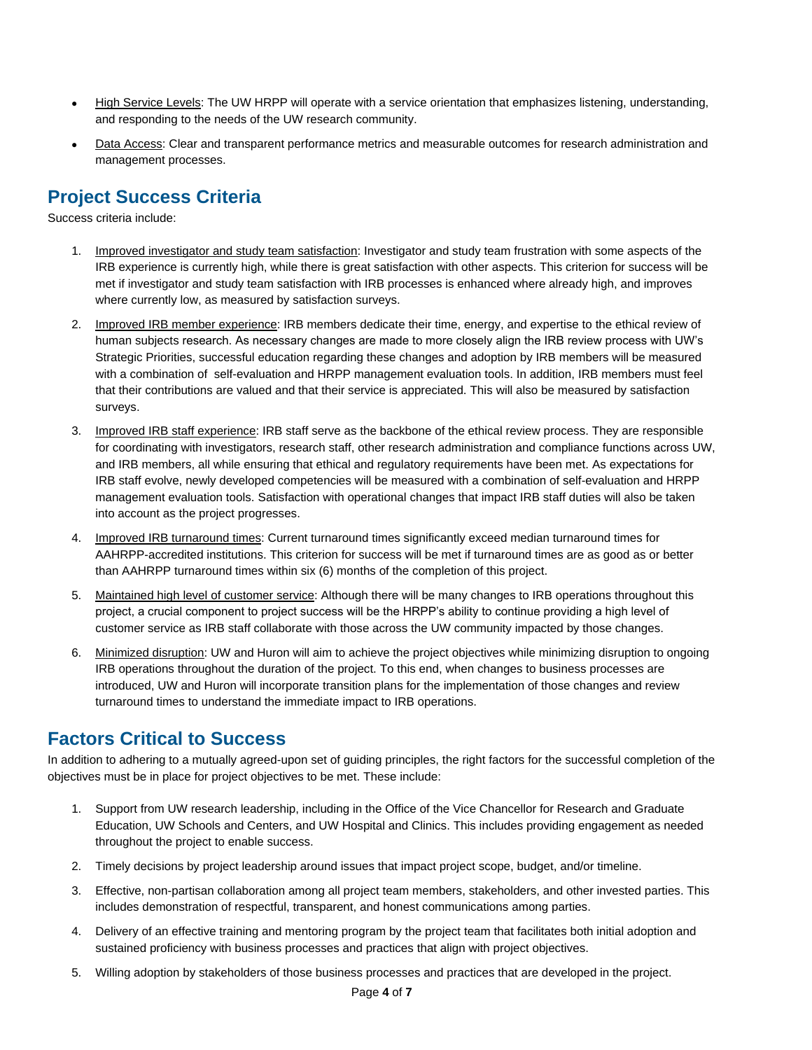- High Service Levels: The UW HRPP will operate with a service orientation that emphasizes listening, understanding, and responding to the needs of the UW research community.
- Data Access: Clear and transparent performance metrics and measurable outcomes for research administration and management processes.

## Project Success Criteria

Success criteria include:

1. Improved investigator and study team satisfaction: Investigator and study team frustration with some aspects of the IRB experience is currently high, while there is great satisfaction with other aspects. This criterion for success will be met if investigator and study team satisfaction with IRB processes is enhanced where already high, and improves where currently low, as measured by satisfaction surveys.
2. Improved IRB member experience: IRB members dedicate their time, energy, and expertise to the ethical review of human subjects research. As necessary changes are made to more closely align the IRB review process with UW's Strategic Priorities, successful education regarding these changes and adoption by IRB members will be measured with a combination of self-evaluation and HRPP management evaluation tools. In addition, IRB members must feel that their contributions are valued and that their service is appreciated. This will also be measured by satisfaction surveys.
3. Improved IRB staff experience: IRB staff serve as the backbone of the ethical review process. They are responsible for coordinating with investigators, research staff, other research administration and compliance functions across UW, and IRB members, all while ensuring that ethical and regulatory requirements have been met. As expectations for IRB staff evolve, newly developed competencies will be measured with a combination of self-evaluation and HRPP management evaluation tools. Satisfaction with operational changes that impact IRB staff duties will also be taken into account as the project progresses.
4. Improved IRB turnaround times: Current turnaround times significantly exceed median turnaround times for AAHRPP-accredited institutions. This criterion for success will be met if turnaround times are as good as or better than AAHRPP turnaround times within six (6) months of the completion of this project.
5. Maintained high level of customer service: Although there will be many changes to IRB operations throughout this project, a crucial component to project success will be the HRPP's ability to continue providing a high level of customer service as IRB staff collaborate with those across the UW community impacted by those changes.
6. Minimized disruption: UW and Huron will aim to achieve the project objectives while minimizing disruption to ongoing IRB operations throughout the duration of the project. To this end, when changes to business processes are introduced, UW and Huron will incorporate transition plans for the implementation of those changes and review turnaround times to understand the immediate impact to IRB operations.

## Factors Critical to Success

In addition to adhering to a mutually agreed-upon set of guiding principles, the right factors for the successful completion of the objectives must be in place for project objectives to be met. These include:

1. Support from UW research leadership, including in the Office of the Vice Chancellor for Research and Graduate Education, UW Schools and Centers, and UW Hospital and Clinics. This includes providing engagement as needed throughout the project to enable success.
2. Timely decisions by project leadership around issues that impact project scope, budget, and/or timeline.
3. Effective, non-partisan collaboration among all project team members, stakeholders, and other invested parties. This includes demonstration of respectful, transparent, and honest communications among parties.
4. Delivery of an effective training and mentoring program by the project team that facilitates both initial adoption and sustained proficiency with business processes and practices that align with project objectives.
5. Willing adoption by stakeholders of those business processes and practices that are developed in the project.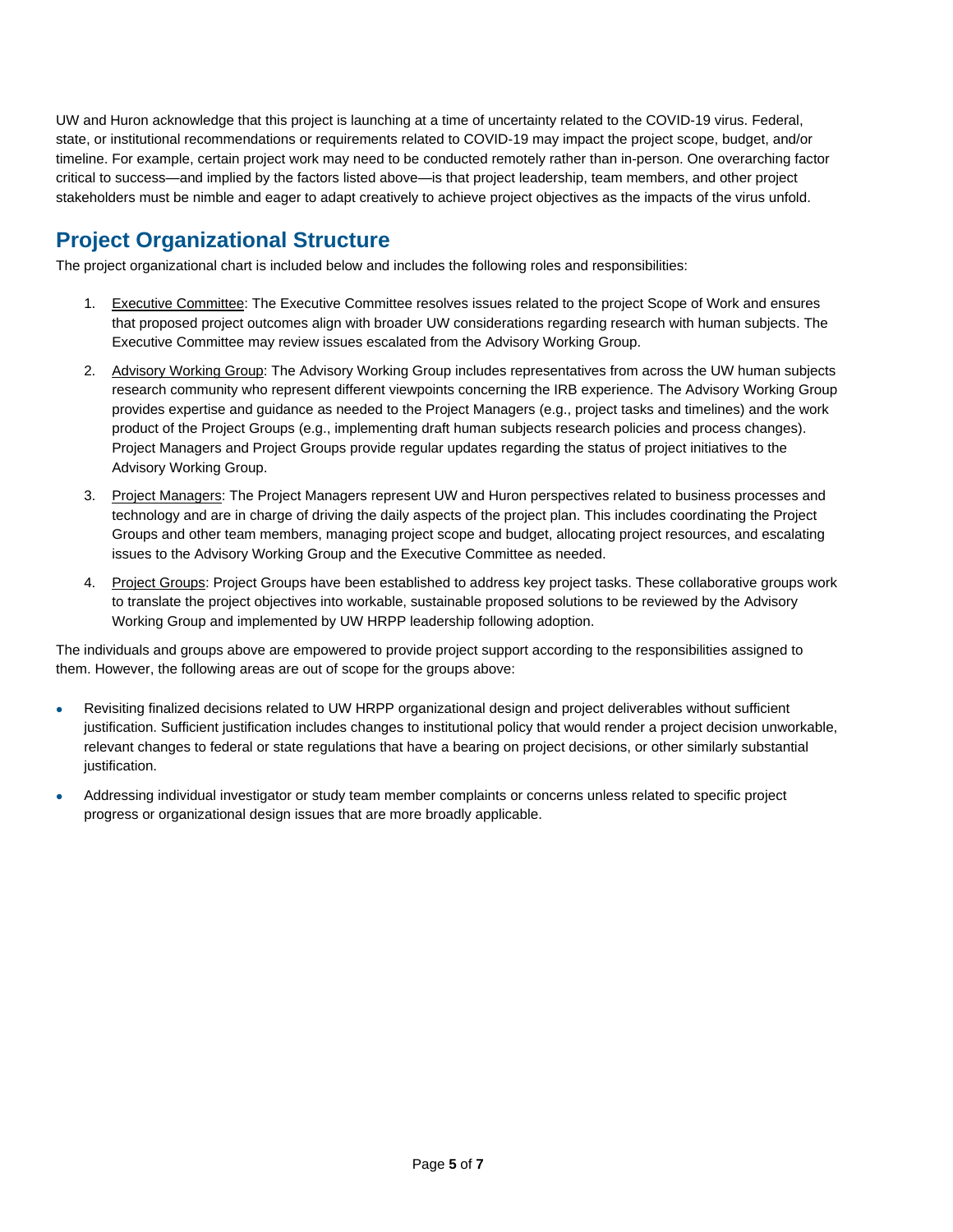UW and Huron acknowledge that this project is launching at a time of uncertainty related to the COVID-19 virus. Federal, state, or institutional recommendations or requirements related to COVID-19 may impact the project scope, budget, and/or timeline. For example, certain project work may need to be conducted remotely rather than in-person. One overarching factor critical to success—and implied by the factors listed above—is that project leadership, team members, and other project stakeholders must be nimble and eager to adapt creatively to achieve project objectives as the impacts of the virus unfold.

## Project Organizational Structure

The project organizational chart is included below and includes the following roles and responsibilities:

1. Executive Committee: The Executive Committee resolves issues related to the project Scope of Work and ensures that proposed project outcomes align with broader UW considerations regarding research with human subjects. The Executive Committee may review issues escalated from the Advisory Working Group.
2. Advisory Working Group: The Advisory Working Group includes representatives from across the UW human subjects research community who represent different viewpoints concerning the IRB experience. The Advisory Working Group provides expertise and guidance as needed to the Project Managers (e.g., project tasks and timelines) and the work product of the Project Groups (e.g., implementing draft human subjects research policies and process changes). Project Managers and Project Groups provide regular updates regarding the status of project initiatives to the Advisory Working Group.
3. Project Managers: The Project Managers represent UW and Huron perspectives related to business processes and technology and are in charge of driving the daily aspects of the project plan. This includes coordinating the Project Groups and other team members, managing project scope and budget, allocating project resources, and escalating issues to the Advisory Working Group and the Executive Committee as needed.
4. Project Groups: Project Groups have been established to address key project tasks. These collaborative groups work to translate the project objectives into workable, sustainable proposed solutions to be reviewed by the Advisory Working Group and implemented by UW HRPP leadership following adoption.

The individuals and groups above are empowered to provide project support according to the responsibilities assigned to them. However, the following areas are out of scope for the groups above:

- Revisiting finalized decisions related to UW HRPP organizational design and project deliverables without sufficient justification. Sufficient justification includes changes to institutional policy that would render a project decision unworkable, relevant changes to federal or state regulations that have a bearing on project decisions, or other similarly substantial justification.
- Addressing individual investigator or study team member complaints or concerns unless related to specific project progress or organizational design issues that are more broadly applicable.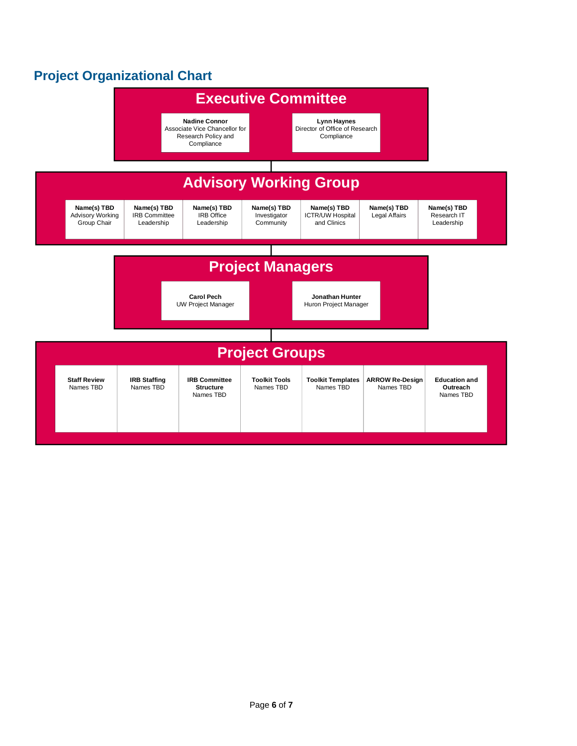## Project Organizational Chart

### Executive Committee

- **Nadine Connor**
  Associate Vice Chancellor for Research Policy and Compliance
- **Lynn Haynes**
  Director of Office of Research Compliance

### Advisory Working Group

- **Name(s) TBD**
  Advisory Working Group Chair
- **Name(s) TBD**
  IRB Committee Leadership
- **Name(s) TBD**
  IRB Office Leadership
- **Name(s) TBD**
  Investigator Community
- **Name(s) TBD**
  ICTR/UW Hospital and Clinics
- **Name(s) TBD**
  Legal Affairs
- **Name(s) TBD**
  Research IT Leadership

### Project Managers

- **Carol Pech**
  UW Project Manager
- **Jonathan Hunter**
  Huron Project Manager

### Project Groups

- **Staff Review**
  Names TBD
- **IRB Staffing**
  Names TBD
- **IRB Committee Structure**
  Names TBD
- **Toolkit Tools**
  Names TBD
- **Toolkit Templates**
  Names TBD
- **ARROW Re-Design**
  Names TBD
- **Education and Outreach**
  Names TBD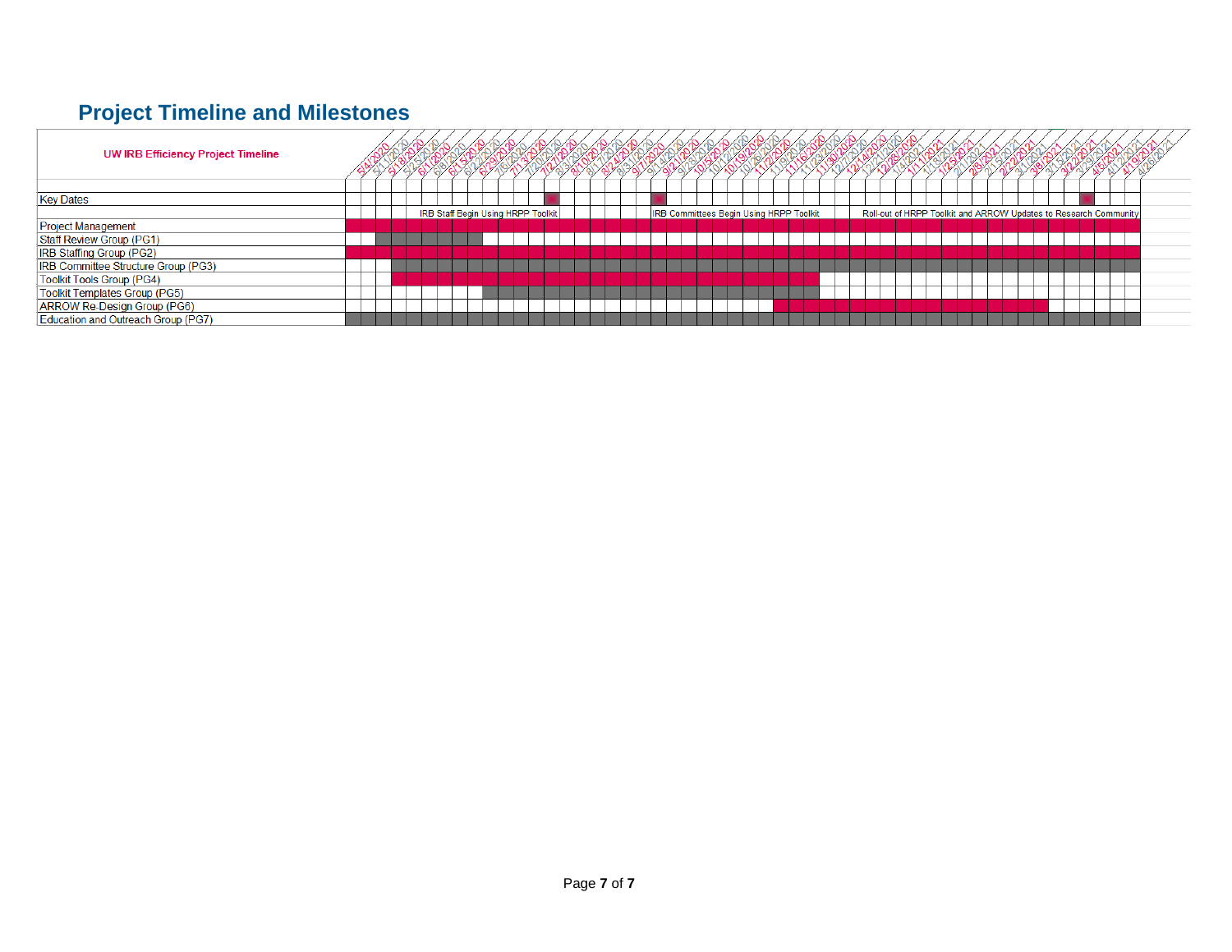## Project Timeline and Milestones

UW IRB Efficiency Project Timeline

5/4/2020
5/11/2020
5/18/2020
5/25/2020
6/1/2020
6/8/2020
6/15/2020
6/22/2020
6/29/2020
7/6/2020
7/13/2020
7/20/2020
7/27/2020
8/3/2020
8/10/2020
8/17/2020
8/24/2020
8/31/2020
9/7/2020
9/14/2020
9/21/2020
9/28/2020
10/5/2020
10/12/2020
10/19/2020
10/26/2020
11/2/2020
11/9/2020
11/16/2020
11/23/2020
11/30/2020
12/7/2020
12/14/2020
12/21/2020
12/28/2020
1/4/2021
1/11/2021
1/18/2021
1/25/2021
2/1/2021
2/8/2021
2/15/2021
2/22/2021
3/1/2021
3/8/2021
3/15/2021
3/22/2021
3/29/2021
4/5/2021
4/12/2021
4/19/2021
4/26/2021

Key Dates

IRB Staff Begin Using HRPP Toolkit

IRB Committees Begin Using HRPP Toolkit

Roll-out of HRPP Toolkit and ARROW Updates to Research Community

Project Management

Staff Review Group (PG1)

IRB Staffing Group (PG2)

IRB Committee Structure Group (PG3)

Toolkit Tools Group (PG4)

Toolkit Templates Group (PG5)

ARROW Re-Design Group (PG6)

Education and Outreach Group (PG7)